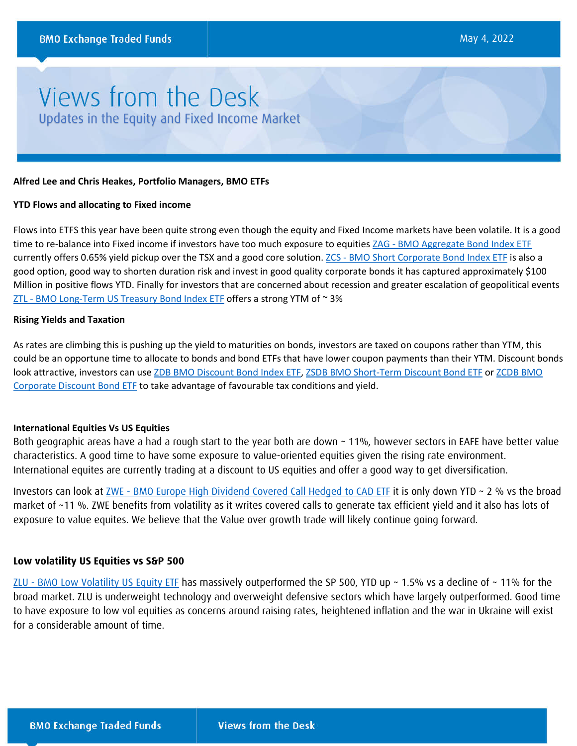BMO Exchange Traded Funds

May 4, 2022

# Views from the Desk

## Updates in the Equity and Fixed Income Market

**Alfred Lee and Chris Heakes, Portfolio Managers, BMO ETFs**

**YTD Flows and allocating to Fixed income**

Flows into ETFS this year have been quite strong even though the equity and Fixed Income markets have been volatile. It is a good time to re-balance into Fixed income if investors have too much exposure to equities ZAG - BMO Aggregate Bond Index ETF currently offers 0.65% yield pickup over the TSX and a good core solution. ZCS - BMO Short Corporate Bond Index ETF is also a good option, good way to shorten duration risk and invest in good quality corporate bonds it has captured approximately $100 Million in positive flows YTD. Finally for investors that are concerned about recession and greater escalation of geopolitical events ZTL - BMO Long-Term US Treasury Bond Index ETF offers a strong YTM of ~ 3%

**Rising Yields and Taxation**

As rates are climbing this is pushing up the yield to maturities on bonds, investors are taxed on coupons rather than YTM, this could be an opportune time to allocate to bonds and bond ETFs that have lower coupon payments than their YTM. Discount bonds look attractive, investors can use ZDB BMO Discount Bond Index ETF, ZSDB BMO Short-Term Discount Bond ETF or ZCDB BMO Corporate Discount Bond ETF to take advantage of favourable tax conditions and yield.

**International Equities Vs US Equities**

Both geographic areas have a had a rough start to the year both are down ~ 11%, however sectors in EAFE have better value characteristics. A good time to have some exposure to value-oriented equities given the rising rate environment. International equites are currently trading at a discount to US equities and offer a good way to get diversification.

Investors can look at ZWE - BMO Europe High Dividend Covered Call Hedged to CAD ETF it is only down YTD ~ 2 % vs the broad market of ~11 %. ZWE benefits from volatility as it writes covered calls to generate tax efficient yield and it also has lots of exposure to value equites. We believe that the Value over growth trade will likely continue going forward.

**Low volatility US Equities vs S&P 500**

ZLU - BMO Low Volatility US Equity ETF has massively outperformed the SP 500, YTD up ~ 1.5% vs a decline of ~ 11% for the broad market. ZLU is underweight technology and overweight defensive sectors which have largely outperformed. Good time to have exposure to low vol equities as concerns around raising rates, heightened inflation and the war in Ukraine will exist for a considerable amount of time.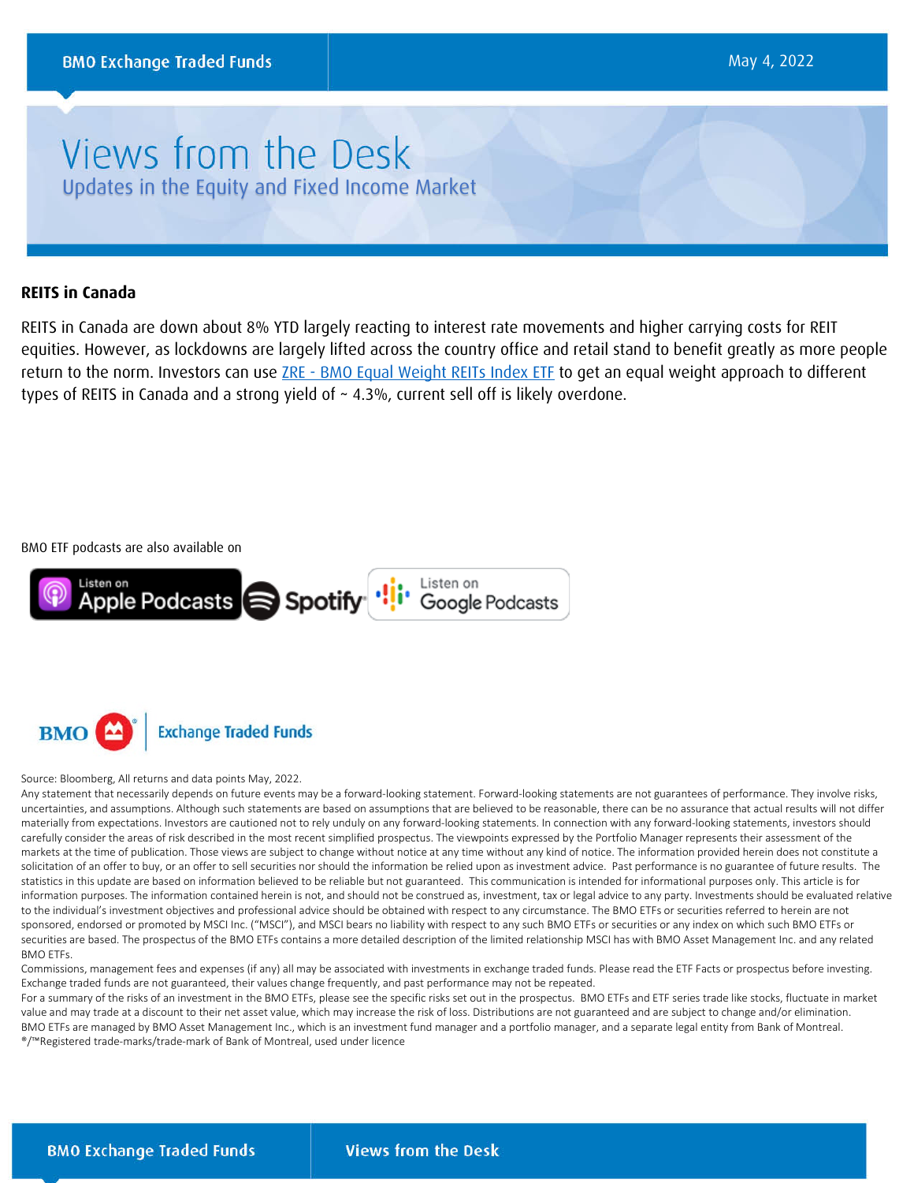## REITS in Canada

REITS in Canada are down about 8% YTD largely reacting to interest rate movements and higher carrying costs for REIT equities. However, as lockdowns are largely lifted across the country office and retail stand to benefit greatly as more people return to the norm. Investors can use ZRE - BMO Equal Weight REITs Index ETF to get an equal weight approach to different types of REITS in Canada and a strong yield of ~ 4.3%, current sell off is likely overdone.

BMO ETF podcasts are also available on

Listen on Apple Podcasts | Spotify | Listen on Google Podcasts

BMO Exchange Traded Funds

Source: Bloomberg, All returns and data points May, 2022.

Any statement that necessarily depends on future events may be a forward-looking statement. Forward-looking statements are not guarantees of performance. They involve risks, uncertainties, and assumptions. Although such statements are based on assumptions that are believed to be reasonable, there can be no assurance that actual results will not differ materially from expectations. Investors are cautioned not to rely unduly on any forward-looking statements. In connection with any forward-looking statements, investors should carefully consider the areas of risk described in the most recent simplified prospectus. The viewpoints expressed by the Portfolio Manager represents their assessment of the markets at the time of publication. Those views are subject to change without notice at any time without any kind of notice. The information provided herein does not constitute a solicitation of an offer to buy, or an offer to sell securities nor should the information be relied upon as investment advice. Past performance is no guarantee of future results. The statistics in this update are based on information believed to be reliable but not guaranteed. This communication is intended for informational purposes only. This article is for information purposes. The information contained herein is not, and should not be construed as, investment, tax or legal advice to any party. Investments should be evaluated relative to the individual's investment objectives and professional advice should be obtained with respect to any circumstance. The BMO ETFs or securities referred to herein are not sponsored, endorsed or promoted by MSCI Inc. ("MSCI"), and MSCI bears no liability with respect to any such BMO ETFs or securities or any index on which such BMO ETFs or securities are based. The prospectus of the BMO ETFs contains a more detailed description of the limited relationship MSCI has with BMO Asset Management Inc. and any related BMO ETFs.

Commissions, management fees and expenses (if any) all may be associated with investments in exchange traded funds. Please read the ETF Facts or prospectus before investing. Exchange traded funds are not guaranteed, their values change frequently, and past performance may not be repeated.

For a summary of the risks of an investment in the BMO ETFs, please see the specific risks set out in the prospectus. BMO ETFs and ETF series trade like stocks, fluctuate in market value and may trade at a discount to their net asset value, which may increase the risk of loss. Distributions are not guaranteed and are subject to change and/or elimination. BMO ETFs are managed by BMO Asset Management Inc., which is an investment fund manager and a portfolio manager, and a separate legal entity from Bank of Montreal.

®/™Registered trade-marks/trade-mark of Bank of Montreal, used under licence